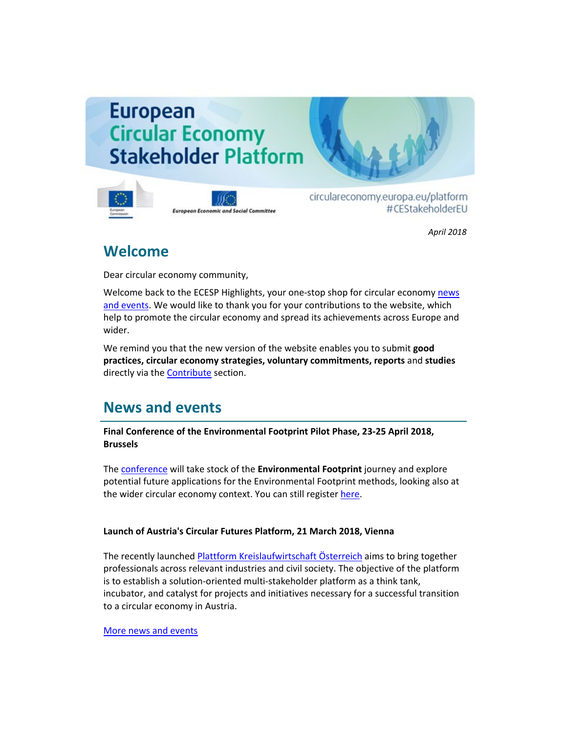# European Circular Economy Stakeholder Platform

circulareconomy.europa.eu/platform
#CEStakeholderEU

*April 2018*

## Welcome

Dear circular economy community,

Welcome back to the ECESP Highlights, your one-stop shop for circular economy news and events. We would like to thank you for your contributions to the website, which help to promote the circular economy and spread its achievements across Europe and wider.

We remind you that the new version of the website enables you to submit **good practices, circular economy strategies, voluntary commitments, reports** and **studies** directly via the Contribute section.

## News and events

**Final Conference of the Environmental Footprint Pilot Phase, 23-25 April 2018, Brussels**

The conference will take stock of the **Environmental Footprint** journey and explore potential future applications for the Environmental Footprint methods, looking also at the wider circular economy context. You can still register here.

**Launch of Austria's Circular Futures Platform, 21 March 2018, Vienna**

The recently launched Plattform Kreislaufwirtschaft Österreich aims to bring together professionals across relevant industries and civil society. The objective of the platform is to establish a solution-oriented multi-stakeholder platform as a think tank, incubator, and catalyst for projects and initiatives necessary for a successful transition to a circular economy in Austria.

More news and events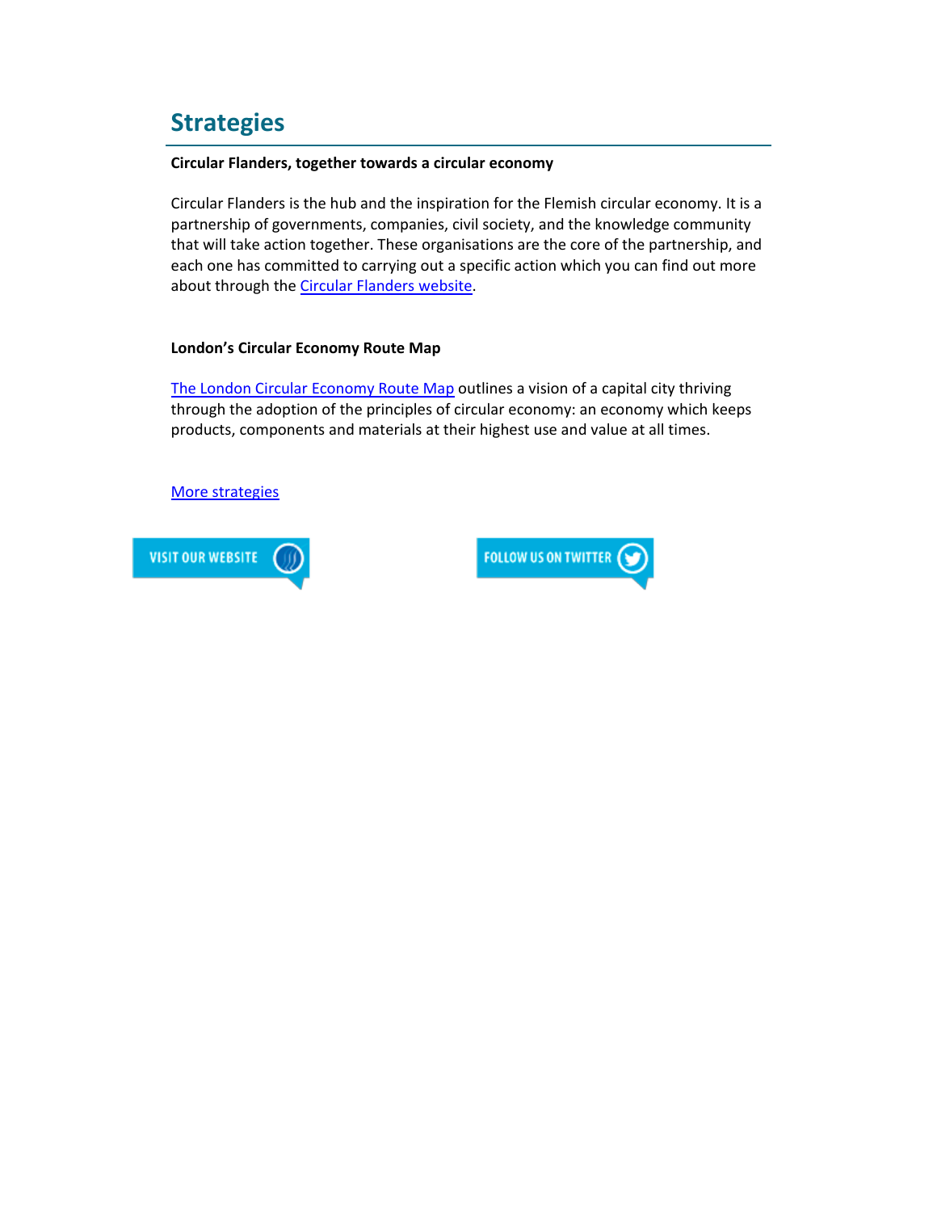## Strategies

**Circular Flanders, together towards a circular economy**

Circular Flanders is the hub and the inspiration for the Flemish circular economy. It is a partnership of governments, companies, civil society, and the knowledge community that will take action together. These organisations are the core of the partnership, and each one has committed to carrying out a specific action which you can find out more about through the Circular Flanders website.

**London's Circular Economy Route Map**

The London Circular Economy Route Map outlines a vision of a capital city thriving through the adoption of the principles of circular economy: an economy which keeps products, components and materials at their highest use and value at all times.

More strategies

VISIT OUR WEBSITE

FOLLOW US ON TWITTER